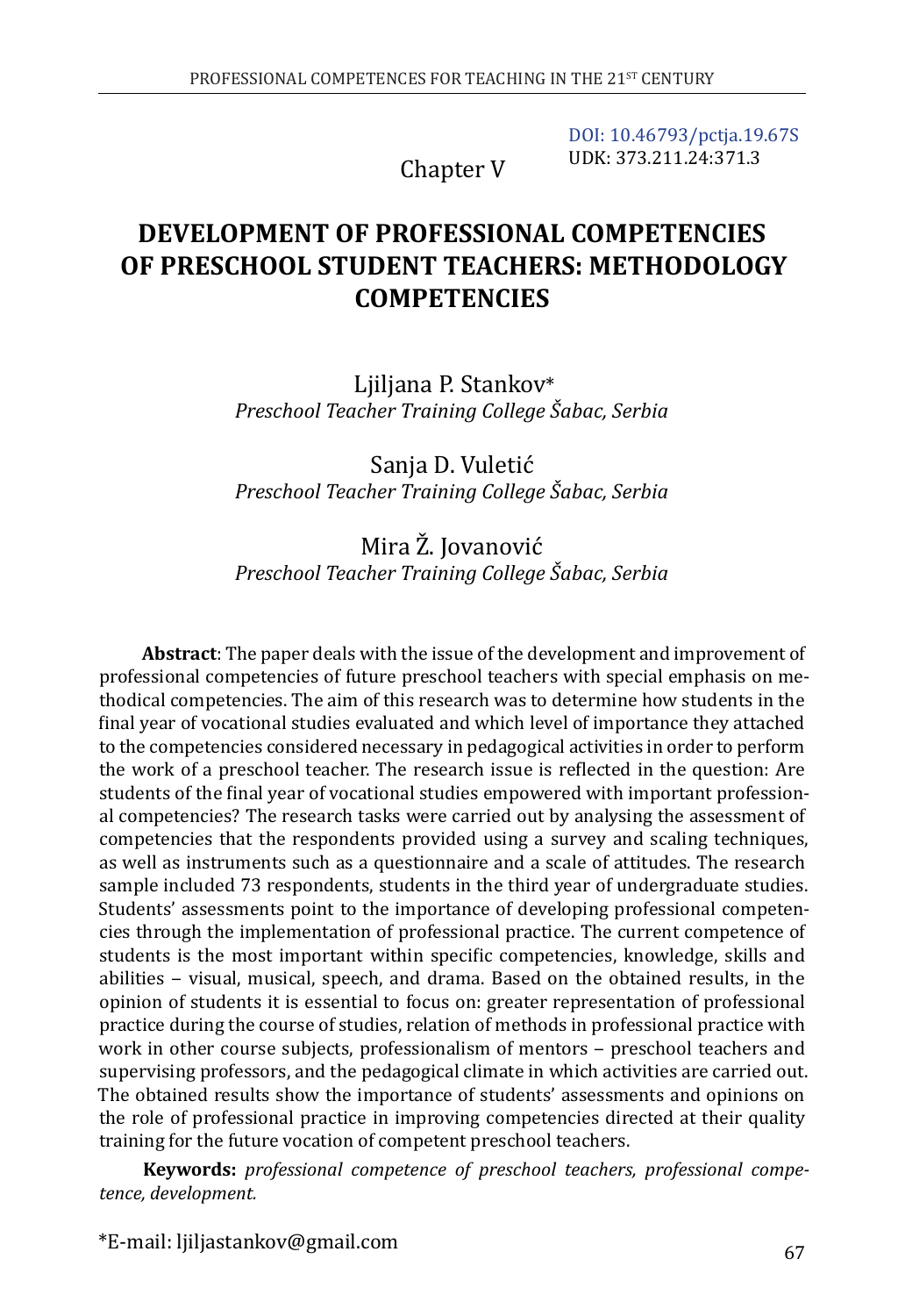DOI: 10.46793/pctja.19.67S
UDK: 373.211.24:371.3

Chapter V

# DEVELOPMENT OF PROFESSIONAL COMPETENCIES OF PRESCHOOL STUDENT TEACHERS: METHODOLOGY COMPETENCIES

Ljiljana P. Stankov*
*Preschool Teacher Training College Šabac, Serbia*

Sanja D. Vuletić
*Preschool Teacher Training College Šabac, Serbia*

Mira Ž. Jovanović
*Preschool Teacher Training College Šabac, Serbia*

**Abstract**: The paper deals with the issue of the development and improvement of professional competencies of future preschool teachers with special emphasis on methodical competencies. The aim of this research was to determine how students in the final year of vocational studies evaluated and which level of importance they attached to the competencies considered necessary in pedagogical activities in order to perform the work of a preschool teacher. The research issue is reflected in the question: Are students of the final year of vocational studies empowered with important professional competencies? The research tasks were carried out by analysing the assessment of competencies that the respondents provided using a survey and scaling techniques, as well as instruments such as a questionnaire and a scale of attitudes. The research sample included 73 respondents, students in the third year of undergraduate studies. Students' assessments point to the importance of developing professional competencies through the implementation of professional practice. The current competence of students is the most important within specific competencies, knowledge, skills and abilities – visual, musical, speech, and drama. Based on the obtained results, in the opinion of students it is essential to focus on: greater representation of professional practice during the course of studies, relation of methods in professional practice with work in other course subjects, professionalism of mentors – preschool teachers and supervising professors, and the pedagogical climate in which activities are carried out. The obtained results show the importance of students' assessments and opinions on the role of professional practice in improving competencies directed at their quality training for the future vocation of competent preschool teachers.

**Keywords:** *professional competence of preschool teachers, professional competence, development.*

*E-mail: ljiljastankov@gmail.com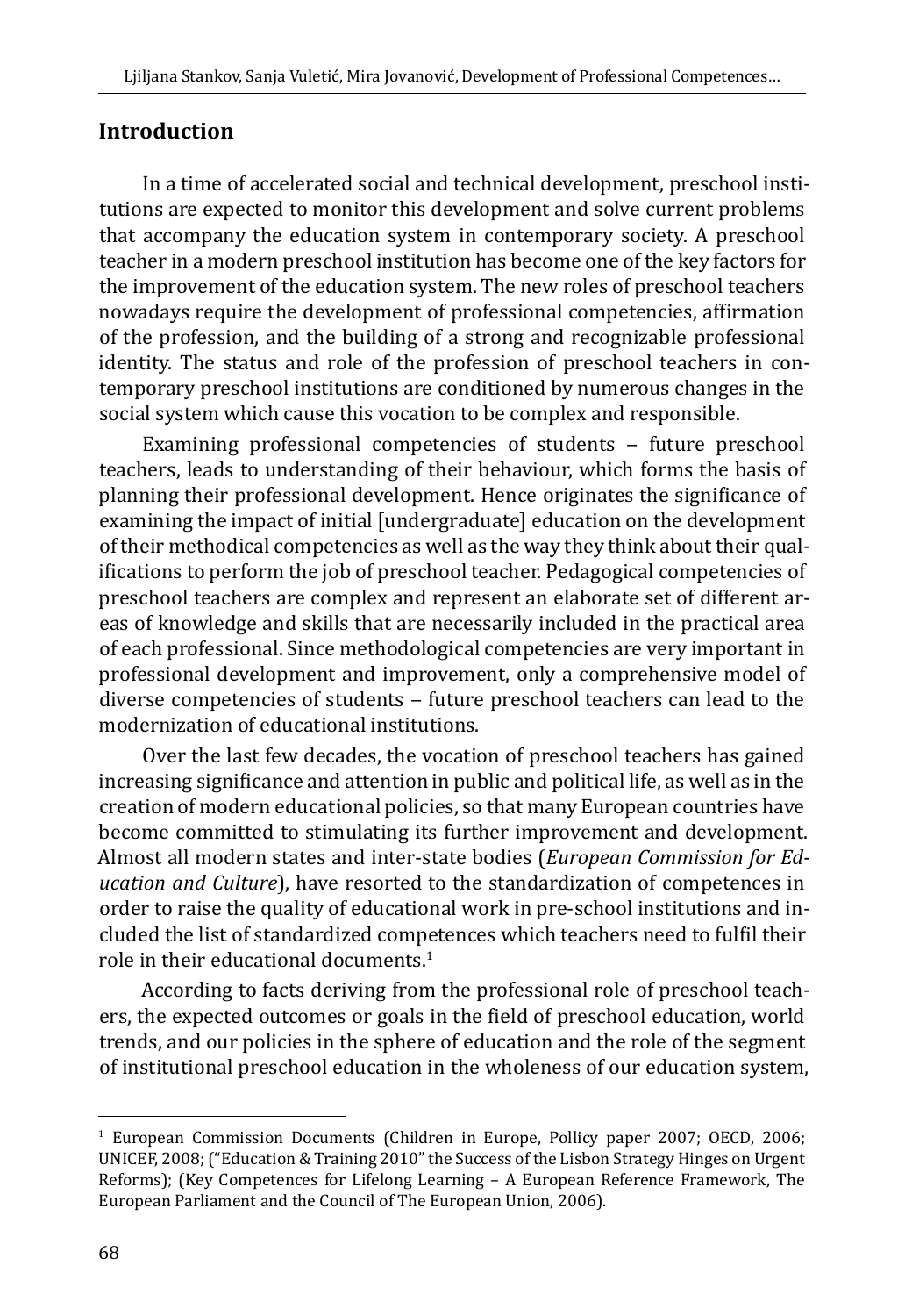## Introduction

In a time of accelerated social and technical development, preschool institutions are expected to monitor this development and solve current problems that accompany the education system in contemporary society. A preschool teacher in a modern preschool institution has become one of the key factors for the improvement of the education system. The new roles of preschool teachers nowadays require the development of professional competencies, affirmation of the profession, and the building of a strong and recognizable professional identity. The status and role of the profession of preschool teachers in contemporary preschool institutions are conditioned by numerous changes in the social system which cause this vocation to be complex and responsible.

Examining professional competencies of students – future preschool teachers, leads to understanding of their behaviour, which forms the basis of planning their professional development. Hence originates the significance of examining the impact of initial [undergraduate] education on the development of their methodical competencies as well as the way they think about their qualifications to perform the job of preschool teacher. Pedagogical competencies of preschool teachers are complex and represent an elaborate set of different areas of knowledge and skills that are necessarily included in the practical area of each professional. Since methodological competencies are very important in professional development and improvement, only a comprehensive model of diverse competencies of students – future preschool teachers can lead to the modernization of educational institutions.

Over the last few decades, the vocation of preschool teachers has gained increasing significance and attention in public and political life, as well as in the creation of modern educational policies, so that many European countries have become committed to stimulating its further improvement and development. Almost all modern states and inter-state bodies (*European Commission for Education and Culture*), have resorted to the standardization of competences in order to raise the quality of educational work in pre-school institutions and included the list of standardized competences which teachers need to fulfil their role in their educational documents.[1]

According to facts deriving from the professional role of preschool teachers, the expected outcomes or goals in the field of preschool education, world trends, and our policies in the sphere of education and the role of the segment of institutional preschool education in the wholeness of our education system,

---

[1] European Commission Documents (Children in Europe, Pollicy paper 2007; OECD, 2006; UNICEF, 2008; ("Education & Training 2010" the Success of the Lisbon Strategy Hinges on Urgent Reforms); (Key Competences for Lifelong Learning – A European Reference Framework, The European Parliament and the Council of The European Union, 2006).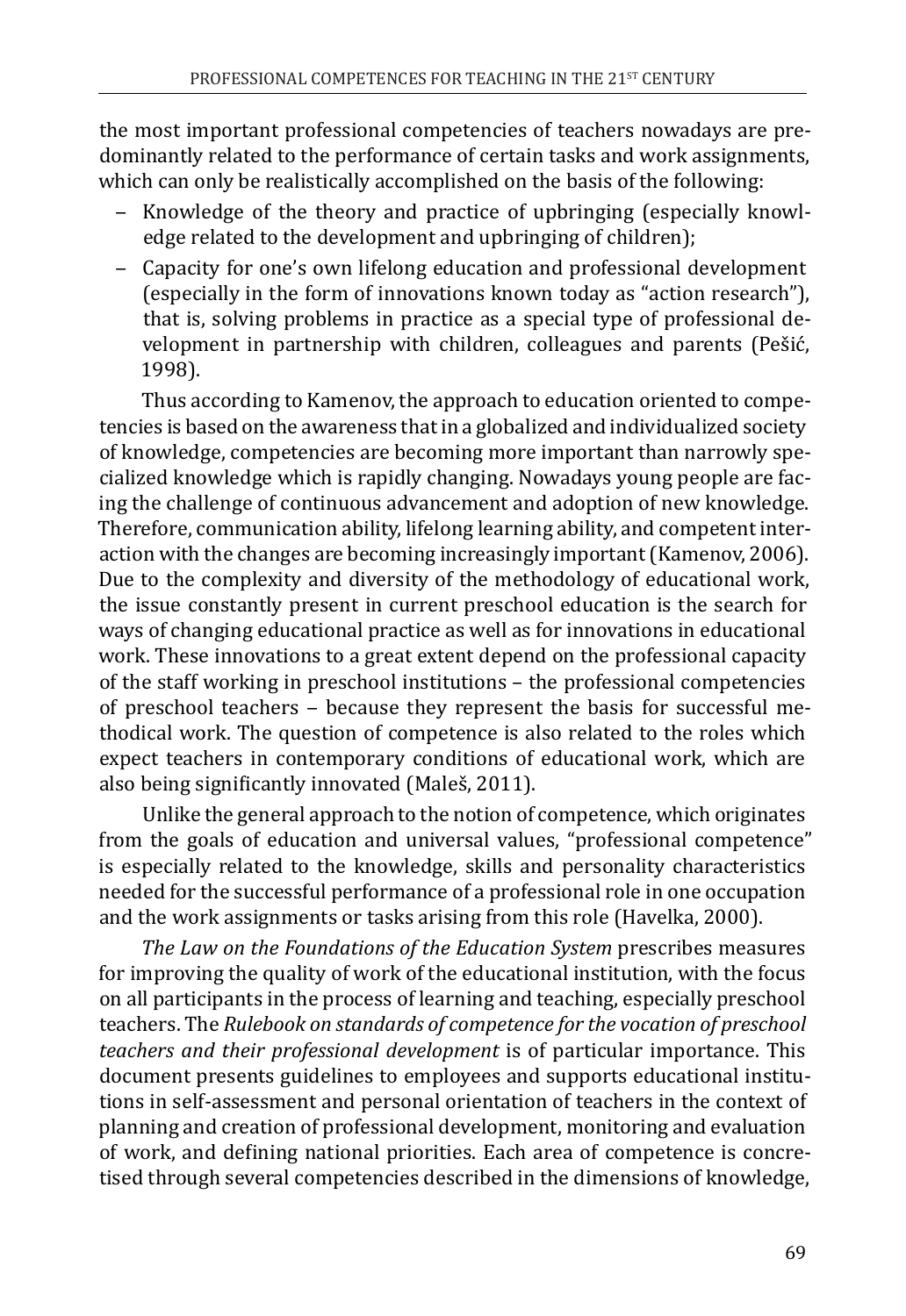the most important professional competencies of teachers nowadays are predominantly related to the performance of certain tasks and work assignments, which can only be realistically accomplished on the basis of the following:

- Knowledge of the theory and practice of upbringing (especially knowledge related to the development and upbringing of children);
- Capacity for one's own lifelong education and professional development (especially in the form of innovations known today as "action research"), that is, solving problems in practice as a special type of professional development in partnership with children, colleagues and parents (Pešić, 1998).

Thus according to Kamenov, the approach to education oriented to competencies is based on the awareness that in a globalized and individualized society of knowledge, competencies are becoming more important than narrowly specialized knowledge which is rapidly changing. Nowadays young people are facing the challenge of continuous advancement and adoption of new knowledge. Therefore, communication ability, lifelong learning ability, and competent interaction with the changes are becoming increasingly important (Kamenov, 2006). Due to the complexity and diversity of the methodology of educational work, the issue constantly present in current preschool education is the search for ways of changing educational practice as well as for innovations in educational work. These innovations to a great extent depend on the professional capacity of the staff working in preschool institutions – the professional competencies of preschool teachers – because they represent the basis for successful methodical work. The question of competence is also related to the roles which expect teachers in contemporary conditions of educational work, which are also being significantly innovated (Maleš, 2011).

Unlike the general approach to the notion of competence, which originates from the goals of education and universal values, "professional competence" is especially related to the knowledge, skills and personality characteristics needed for the successful performance of a professional role in one occupation and the work assignments or tasks arising from this role (Havelka, 2000).

*The Law on the Foundations of the Education System* prescribes measures for improving the quality of work of the educational institution, with the focus on all participants in the process of learning and teaching, especially preschool teachers. The *Rulebook on standards of competence for the vocation of preschool teachers and their professional development* is of particular importance. This document presents guidelines to employees and supports educational institutions in self-assessment and personal orientation of teachers in the context of planning and creation of professional development, monitoring and evaluation of work, and defining national priorities. Each area of competence is concretised through several competencies described in the dimensions of knowledge,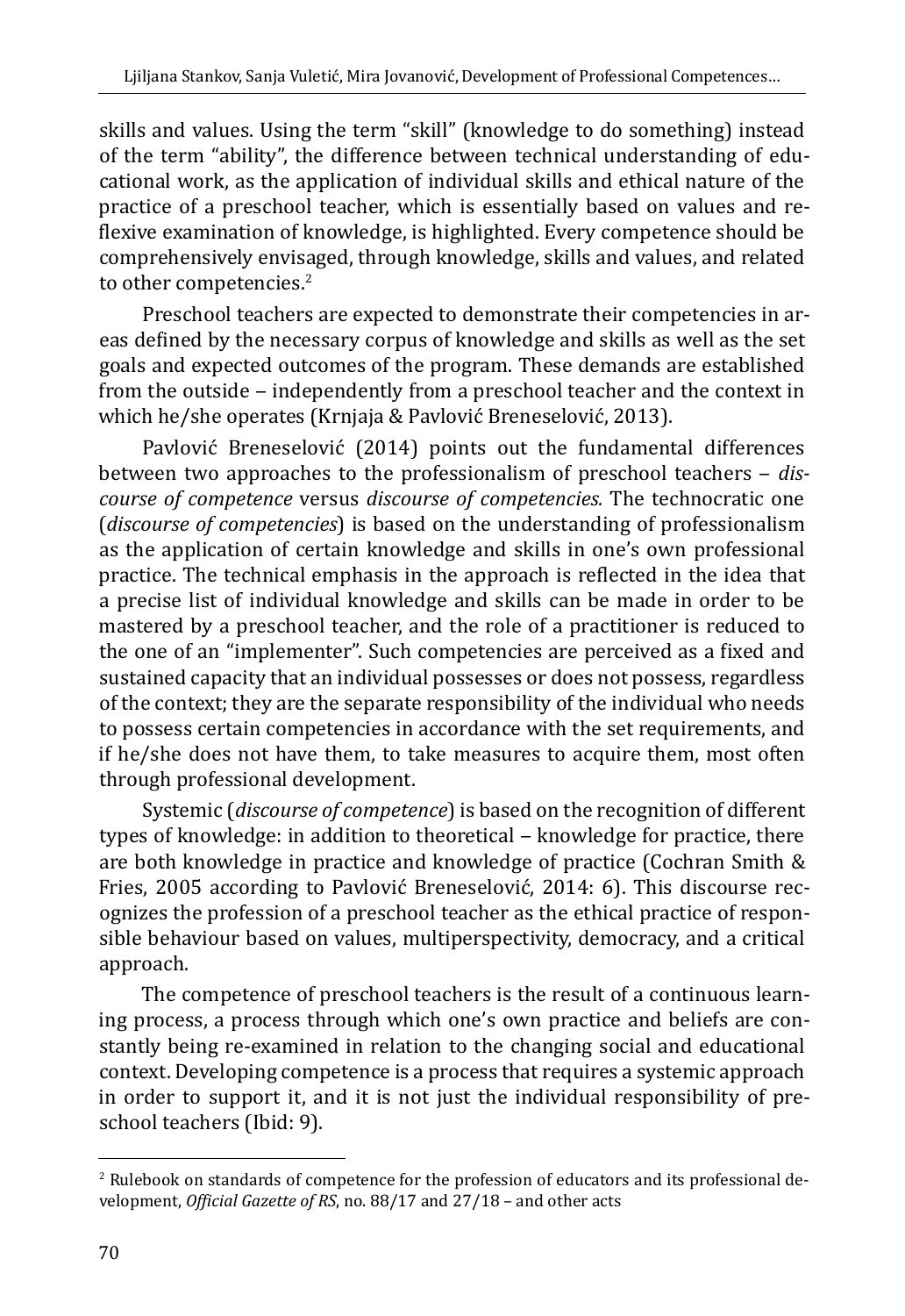skills and values. Using the term "skill" (knowledge to do something) instead of the term "ability", the difference between technical understanding of educational work, as the application of individual skills and ethical nature of the practice of a preschool teacher, which is essentially based on values and reflexive examination of knowledge, is highlighted. Every competence should be comprehensively envisaged, through knowledge, skills and values, and related to other competencies.[2]

Preschool teachers are expected to demonstrate their competencies in areas defined by the necessary corpus of knowledge and skills as well as the set goals and expected outcomes of the program. These demands are established from the outside – independently from a preschool teacher and the context in which he/she operates (Krnjaja & Pavlović Breneselović, 2013).

Pavlović Breneselović (2014) points out the fundamental differences between two approaches to the professionalism of preschool teachers – *discourse of competence* versus *discourse of competencies.* The technocratic one (*discourse of competencies*) is based on the understanding of professionalism as the application of certain knowledge and skills in one's own professional practice. The technical emphasis in the approach is reflected in the idea that a precise list of individual knowledge and skills can be made in order to be mastered by a preschool teacher, and the role of a practitioner is reduced to the one of an "implementer". Such competencies are perceived as a fixed and sustained capacity that an individual possesses or does not possess, regardless of the context; they are the separate responsibility of the individual who needs to possess certain competencies in accordance with the set requirements, and if he/she does not have them, to take measures to acquire them, most often through professional development.

Systemic (*discourse of competence*) is based on the recognition of different types of knowledge: in addition to theoretical – knowledge for practice, there are both knowledge in practice and knowledge of practice (Cochran Smith & Fries, 2005 according to Pavlović Breneselović, 2014: 6). This discourse recognizes the profession of a preschool teacher as the ethical practice of responsible behaviour based on values, multiperspectivity, democracy, and a critical approach.

The competence of preschool teachers is the result of a continuous learning process, a process through which one's own practice and beliefs are constantly being re-examined in relation to the changing social and educational context. Developing competence is a process that requires a systemic approach in order to support it, and it is not just the individual responsibility of preschool teachers (Ibid: 9).

---

[2] Rulebook on standards of competence for the profession of educators and its professional development, *Official Gazette of RS*, no. 88/17 and 27/18 – and other acts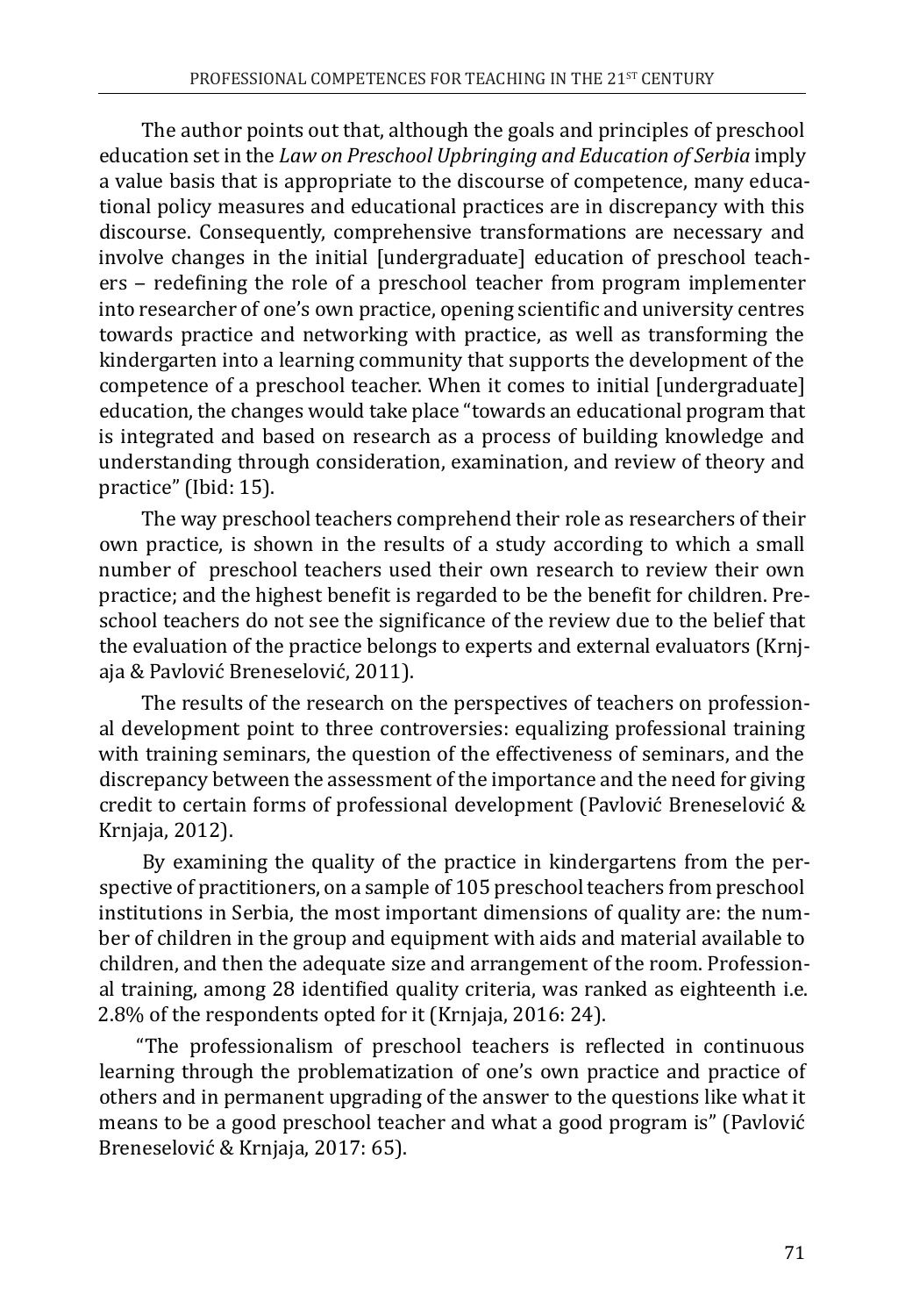The author points out that, although the goals and principles of preschool education set in the *Law on Preschool Upbringing and Education of Serbia* imply a value basis that is appropriate to the discourse of competence, many educational policy measures and educational practices are in discrepancy with this discourse. Consequently, comprehensive transformations are necessary and involve changes in the initial [undergraduate] education of preschool teachers – redefining the role of a preschool teacher from program implementer into researcher of one's own practice, opening scientific and university centres towards practice and networking with practice, as well as transforming the kindergarten into a learning community that supports the development of the competence of a preschool teacher. When it comes to initial [undergraduate] education, the changes would take place "towards an educational program that is integrated and based on research as a process of building knowledge and understanding through consideration, examination, and review of theory and practice" (Ibid: 15).

The way preschool teachers comprehend their role as researchers of their own practice, is shown in the results of a study according to which a small number of preschool teachers used their own research to review their own practice; and the highest benefit is regarded to be the benefit for children. Preschool teachers do not see the significance of the review due to the belief that the evaluation of the practice belongs to experts and external evaluators (Krnjaja & Pavlović Breneselović, 2011).

The results of the research on the perspectives of teachers on professional development point to three controversies: equalizing professional training with training seminars, the question of the effectiveness of seminars, and the discrepancy between the assessment of the importance and the need for giving credit to certain forms of professional development (Pavlović Breneselović & Krnjaja, 2012).

By examining the quality of the practice in kindergartens from the perspective of practitioners, on a sample of 105 preschool teachers from preschool institutions in Serbia, the most important dimensions of quality are: the number of children in the group and equipment with aids and material available to children, and then the adequate size and arrangement of the room. Professional training, among 28 identified quality criteria, was ranked as eighteenth i.e. 2.8% of the respondents opted for it (Krnjaja, 2016: 24).

"The professionalism of preschool teachers is reflected in continuous learning through the problematization of one's own practice and practice of others and in permanent upgrading of the answer to the questions like what it means to be a good preschool teacher and what a good program is" (Pavlović Breneselović & Krnjaja, 2017: 65).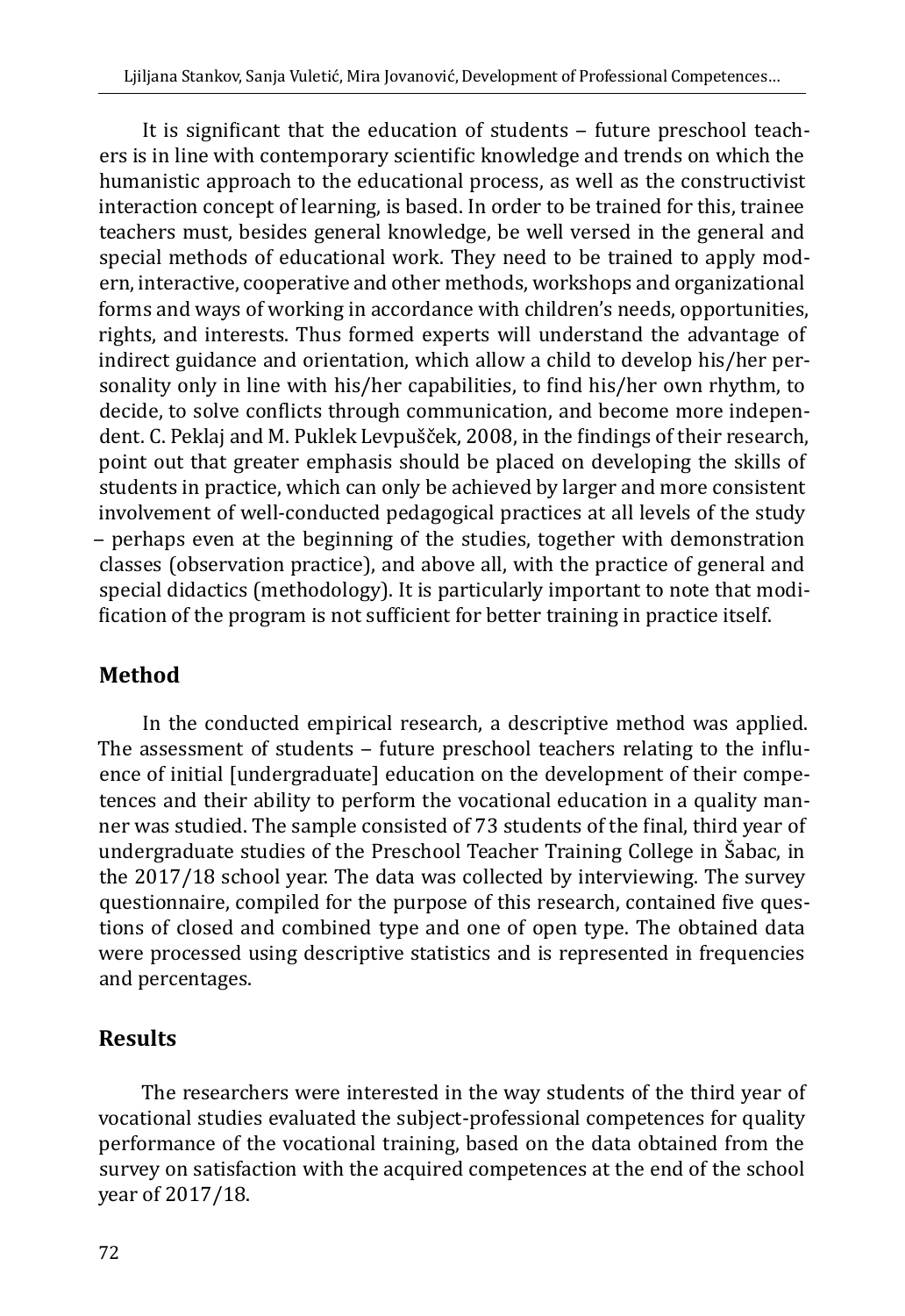It is significant that the education of students – future preschool teachers is in line with contemporary scientific knowledge and trends on which the humanistic approach to the educational process, as well as the constructivist interaction concept of learning, is based. In order to be trained for this, trainee teachers must, besides general knowledge, be well versed in the general and special methods of educational work. They need to be trained to apply modern, interactive, cooperative and other methods, workshops and organizational forms and ways of working in accordance with children's needs, opportunities, rights, and interests. Thus formed experts will understand the advantage of indirect guidance and orientation, which allow a child to develop his/her personality only in line with his/her capabilities, to find his/her own rhythm, to decide, to solve conflicts through communication, and become more independent. C. Peklaj and M. Puklek Levpušček, 2008, in the findings of their research, point out that greater emphasis should be placed on developing the skills of students in practice, which can only be achieved by larger and more consistent involvement of well-conducted pedagogical practices at all levels of the study – perhaps even at the beginning of the studies, together with demonstration classes (observation practice), and above all, with the practice of general and special didactics (methodology). It is particularly important to note that modification of the program is not sufficient for better training in practice itself.

## Method

In the conducted empirical research, a descriptive method was applied. The assessment of students – future preschool teachers relating to the influence of initial [undergraduate] education on the development of their competences and their ability to perform the vocational education in a quality manner was studied. The sample consisted of 73 students of the final, third year of undergraduate studies of the Preschool Teacher Training College in Šabac, in the 2017/18 school year. The data was collected by interviewing. The survey questionnaire, compiled for the purpose of this research, contained five questions of closed and combined type and one of open type. The obtained data were processed using descriptive statistics and is represented in frequencies and percentages.

## Results

The researchers were interested in the way students of the third year of vocational studies evaluated the subject-professional competences for quality performance of the vocational training, based on the data obtained from the survey on satisfaction with the acquired competences at the end of the school year of 2017/18.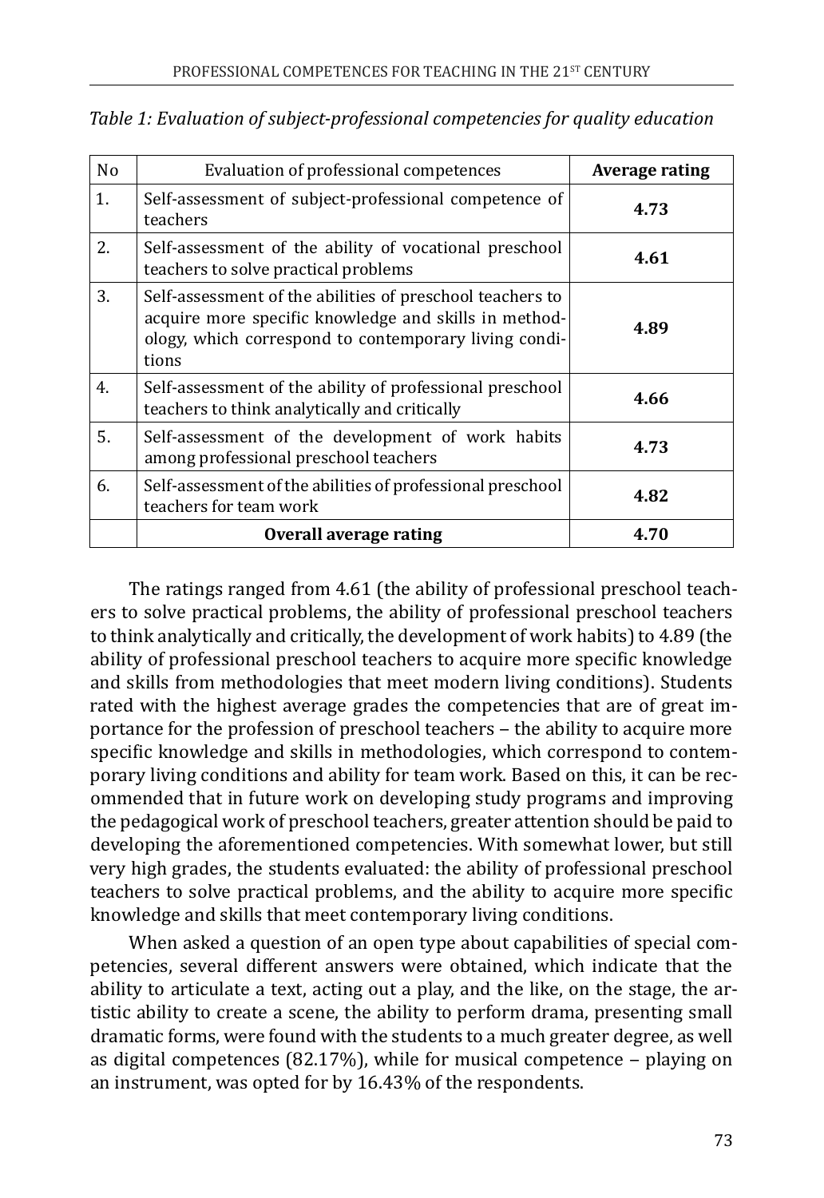*Table 1: Evaluation of subject-professional competencies for quality education*

| No | Evaluation of professional competences | **Average rating** |
|---|---|---|
| 1. | Self-assessment of subject-professional competence of teachers | **4.73** |
| 2. | Self-assessment of the ability of vocational preschool teachers to solve practical problems | **4.61** |
| 3. | Self-assessment of the abilities of preschool teachers to acquire more specific knowledge and skills in methodology, which correspond to contemporary living conditions | **4.89** |
| 4. | Self-assessment of the ability of professional preschool teachers to think analytically and critically | **4.66** |
| 5. | Self-assessment of the development of work habits among professional preschool teachers | **4.73** |
| 6. | Self-assessment of the abilities of professional preschool teachers for team work | **4.82** |
| | **Overall average rating** | **4.70** |

The ratings ranged from 4.61 (the ability of professional preschool teachers to solve practical problems, the ability of professional preschool teachers to think analytically and critically, the development of work habits) to 4.89 (the ability of professional preschool teachers to acquire more specific knowledge and skills from methodologies that meet modern living conditions). Students rated with the highest average grades the competencies that are of great importance for the profession of preschool teachers – the ability to acquire more specific knowledge and skills in methodologies, which correspond to contemporary living conditions and ability for team work. Based on this, it can be recommended that in future work on developing study programs and improving the pedagogical work of preschool teachers, greater attention should be paid to developing the aforementioned competencies. With somewhat lower, but still very high grades, the students evaluated: the ability of professional preschool teachers to solve practical problems, and the ability to acquire more specific knowledge and skills that meet contemporary living conditions.

When asked a question of an open type about capabilities of special competencies, several different answers were obtained, which indicate that the ability to articulate a text, acting out a play, and the like, on the stage, the artistic ability to create a scene, the ability to perform drama, presenting small dramatic forms, were found with the students to a much greater degree, as well as digital competences (82.17%), while for musical competence – playing on an instrument, was opted for by 16.43% of the respondents.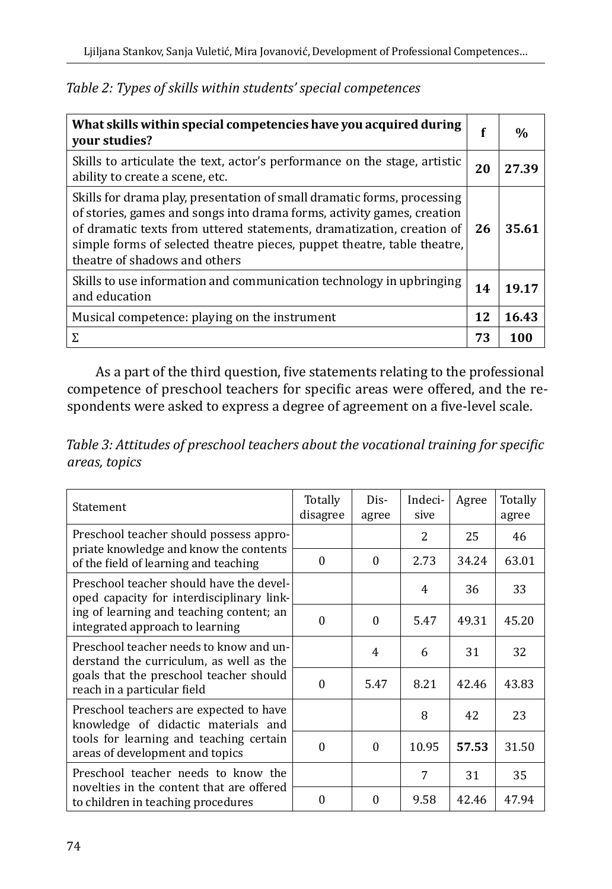*Table 2: Types of skills within students' special competences*

| **What skills within special competencies have you acquired during your studies?** | **f** | **%** |
|---|---|---|
| Skills to articulate the text, actor's performance on the stage, artistic ability to create a scene, etc. | **20** | **27.39** |
| Skills for drama play, presentation of small dramatic forms, processing of stories, games and songs into drama forms, activity games, creation of dramatic texts from uttered statements, dramatization, creation of simple forms of selected theatre pieces, puppet theatre, table theatre, theatre of shadows and others | **26** | **35.61** |
| Skills to use information and communication technology in upbringing and education | **14** | **19.17** |
| Musical competence: playing on the instrument | **12** | **16.43** |
| Σ | **73** | **100** |

As a part of the third question, five statements relating to the professional competence of preschool teachers for specific areas were offered, and the respondents were asked to express a degree of agreement on a five-level scale.

*Table 3: Attitudes of preschool teachers about the vocational training for specific areas, topics*

| Statement | Totally disagree | Disagree | Indecisive | Agree | Totally agree |
|---|---|---|---|---|---|
| Preschool teacher should possess appropriate knowledge and know the contents of the field of learning and teaching | | | 2 | 25 | 46 |
| | 0 | 0 | 2.73 | 34.24 | 63.01 |
| Preschool teacher should have the developed capacity for interdisciplinary linking of learning and teaching content; an integrated approach to learning | | | 4 | 36 | 33 |
| | 0 | 0 | 5.47 | 49.31 | 45.20 |
| Preschool teacher needs to know and understand the curriculum, as well as the goals that the preschool teacher should reach in a particular field | | 4 | 6 | 31 | 32 |
| | 0 | 5.47 | 8.21 | 42.46 | 43.83 |
| Preschool teachers are expected to have knowledge of didactic materials and tools for learning and teaching certain areas of development and topics | | | 8 | 42 | 23 |
| | 0 | 0 | 10.95 | **57.53** | 31.50 |
| Preschool teacher needs to know the novelties in the content that are offered to children in teaching procedures | | | 7 | 31 | 35 |
| | 0 | 0 | 9.58 | 42.46 | 47.94 |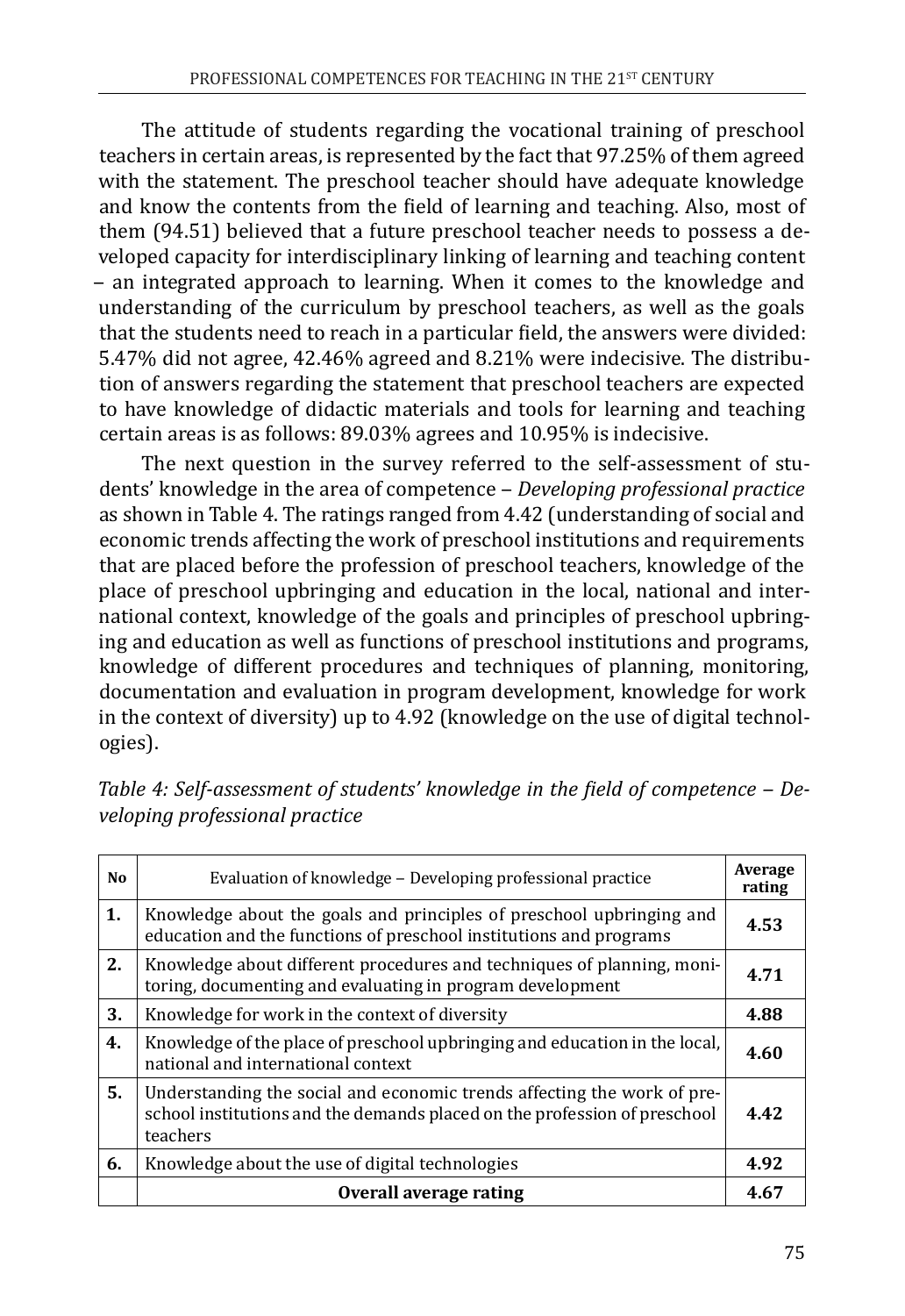The attitude of students regarding the vocational training of preschool teachers in certain areas, is represented by the fact that 97.25% of them agreed with the statement. The preschool teacher should have adequate knowledge and know the contents from the field of learning and teaching. Also, most of them (94.51) believed that a future preschool teacher needs to possess a developed capacity for interdisciplinary linking of learning and teaching content – an integrated approach to learning. When it comes to the knowledge and understanding of the curriculum by preschool teachers, as well as the goals that the students need to reach in a particular field, the answers were divided: 5.47% did not agree, 42.46% agreed and 8.21% were indecisive. The distribution of answers regarding the statement that preschool teachers are expected to have knowledge of didactic materials and tools for learning and teaching certain areas is as follows: 89.03% agrees and 10.95% is indecisive.

The next question in the survey referred to the self-assessment of students' knowledge in the area of competence – *Developing professional practice* as shown in Table 4. The ratings ranged from 4.42 (understanding of social and economic trends affecting the work of preschool institutions and requirements that are placed before the profession of preschool teachers, knowledge of the place of preschool upbringing and education in the local, national and international context, knowledge of the goals and principles of preschool upbringing and education as well as functions of preschool institutions and programs, knowledge of different procedures and techniques of planning, monitoring, documentation and evaluation in program development, knowledge for work in the context of diversity) up to 4.92 (knowledge on the use of digital technologies).

*Table 4: Self-assessment of students' knowledge in the field of competence – Developing professional practice*

| No | Evaluation of knowledge – Developing professional practice | Average rating |
|---|---|---|
| **1.** | Knowledge about the goals and principles of preschool upbringing and education and the functions of preschool institutions and programs | **4.53** |
| **2.** | Knowledge about different procedures and techniques of planning, monitoring, documenting and evaluating in program development | **4.71** |
| **3.** | Knowledge for work in the context of diversity | **4.88** |
| **4.** | Knowledge of the place of preschool upbringing and education in the local, national and international context | **4.60** |
| **5.** | Understanding the social and economic trends affecting the work of preschool institutions and the demands placed on the profession of preschool teachers | **4.42** |
| **6.** | Knowledge about the use of digital technologies | **4.92** |
| | **Overall average rating** | **4.67** |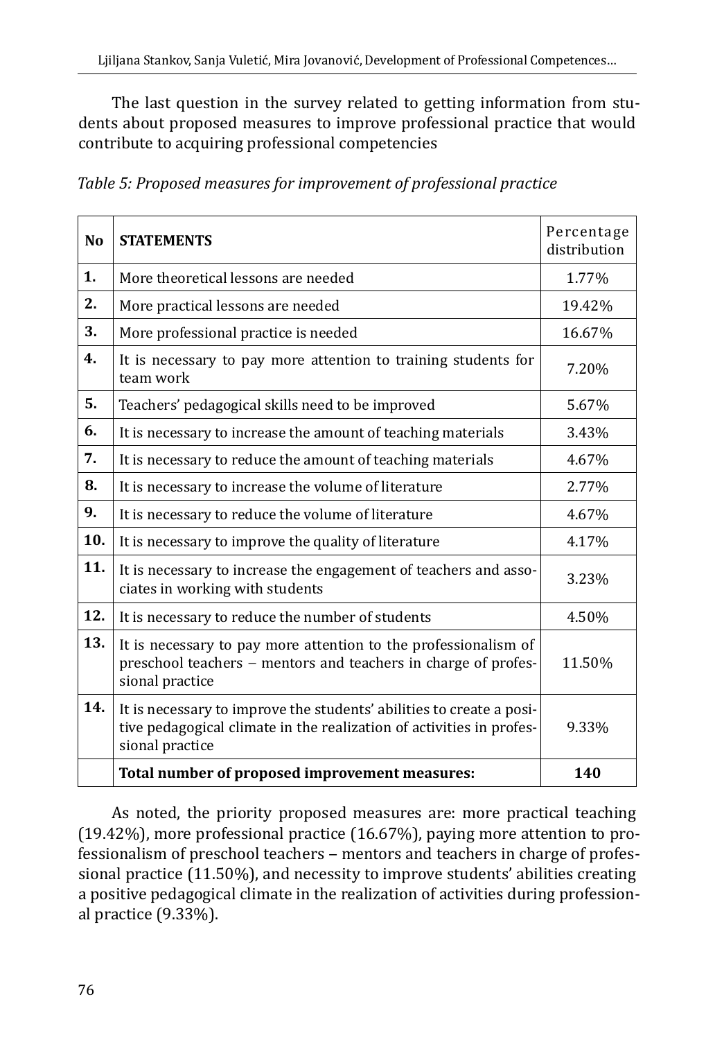The last question in the survey related to getting information from students about proposed measures to improve professional practice that would contribute to acquiring professional competencies

*Table 5: Proposed measures for improvement of professional practice*

| No | STATEMENTS | Percentage distribution |
|---|---|---|
| **1.** | More theoretical lessons are needed | 1.77% |
| **2.** | More practical lessons are needed | 19.42% |
| **3.** | More professional practice is needed | 16.67% |
| **4.** | It is necessary to pay more attention to training students for team work | 7.20% |
| **5.** | Teachers' pedagogical skills need to be improved | 5.67% |
| **6.** | It is necessary to increase the amount of teaching materials | 3.43% |
| **7.** | It is necessary to reduce the amount of teaching materials | 4.67% |
| **8.** | It is necessary to increase the volume of literature | 2.77% |
| **9.** | It is necessary to reduce the volume of literature | 4.67% |
| **10.** | It is necessary to improve the quality of literature | 4.17% |
| **11.** | It is necessary to increase the engagement of teachers and associates in working with students | 3.23% |
| **12.** | It is necessary to reduce the number of students | 4.50% |
| **13.** | It is necessary to pay more attention to the professionalism of preschool teachers – mentors and teachers in charge of professional practice | 11.50% |
| **14.** | It is necessary to improve the students' abilities to create a positive pedagogical climate in the realization of activities in professional practice | 9.33% |
| | **Total number of proposed improvement measures:** | **140** |

As noted, the priority proposed measures are: more practical teaching (19.42%), more professional practice (16.67%), paying more attention to professionalism of preschool teachers – mentors and teachers in charge of professional practice (11.50%), and necessity to improve students' abilities creating a positive pedagogical climate in the realization of activities during professional practice (9.33%).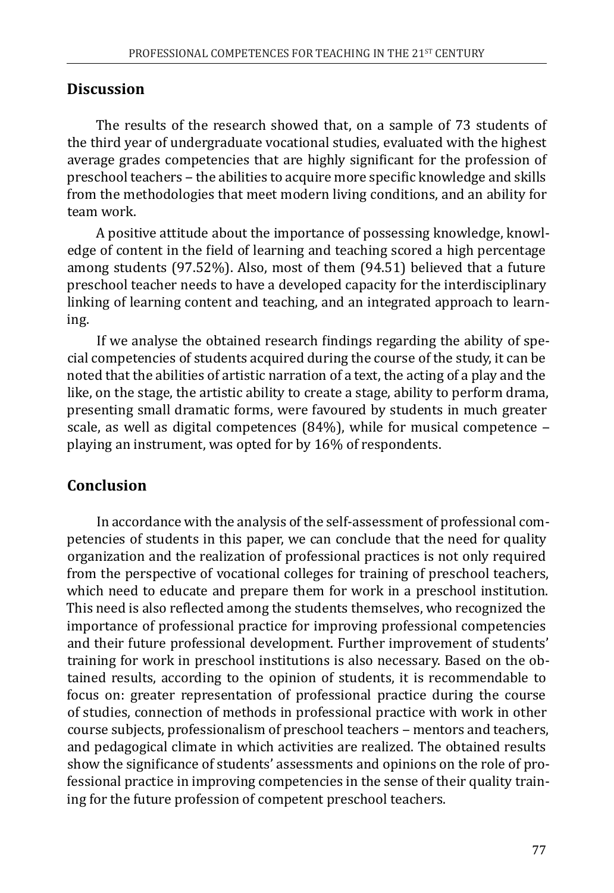## Discussion

The results of the research showed that, on a sample of 73 students of the third year of undergraduate vocational studies, evaluated with the highest average grades competencies that are highly significant for the profession of preschool teachers – the abilities to acquire more specific knowledge and skills from the methodologies that meet modern living conditions, and an ability for team work.

A positive attitude about the importance of possessing knowledge, knowledge of content in the field of learning and teaching scored a high percentage among students (97.52%). Also, most of them (94.51) believed that a future preschool teacher needs to have a developed capacity for the interdisciplinary linking of learning content and teaching, and an integrated approach to learning.

If we analyse the obtained research findings regarding the ability of special competencies of students acquired during the course of the study, it can be noted that the abilities of artistic narration of a text, the acting of a play and the like, on the stage, the artistic ability to create a stage, ability to perform drama, presenting small dramatic forms, were favoured by students in much greater scale, as well as digital competences (84%), while for musical competence – playing an instrument, was opted for by 16% of respondents.

## Conclusion

In accordance with the analysis of the self-assessment of professional competencies of students in this paper, we can conclude that the need for quality organization and the realization of professional practices is not only required from the perspective of vocational colleges for training of preschool teachers, which need to educate and prepare them for work in a preschool institution. This need is also reflected among the students themselves, who recognized the importance of professional practice for improving professional competencies and their future professional development. Further improvement of students' training for work in preschool institutions is also necessary. Based on the obtained results, according to the opinion of students, it is recommendable to focus on: greater representation of professional practice during the course of studies, connection of methods in professional practice with work in other course subjects, professionalism of preschool teachers – mentors and teachers, and pedagogical climate in which activities are realized. The obtained results show the significance of students' assessments and opinions on the role of professional practice in improving competencies in the sense of their quality training for the future profession of competent preschool teachers.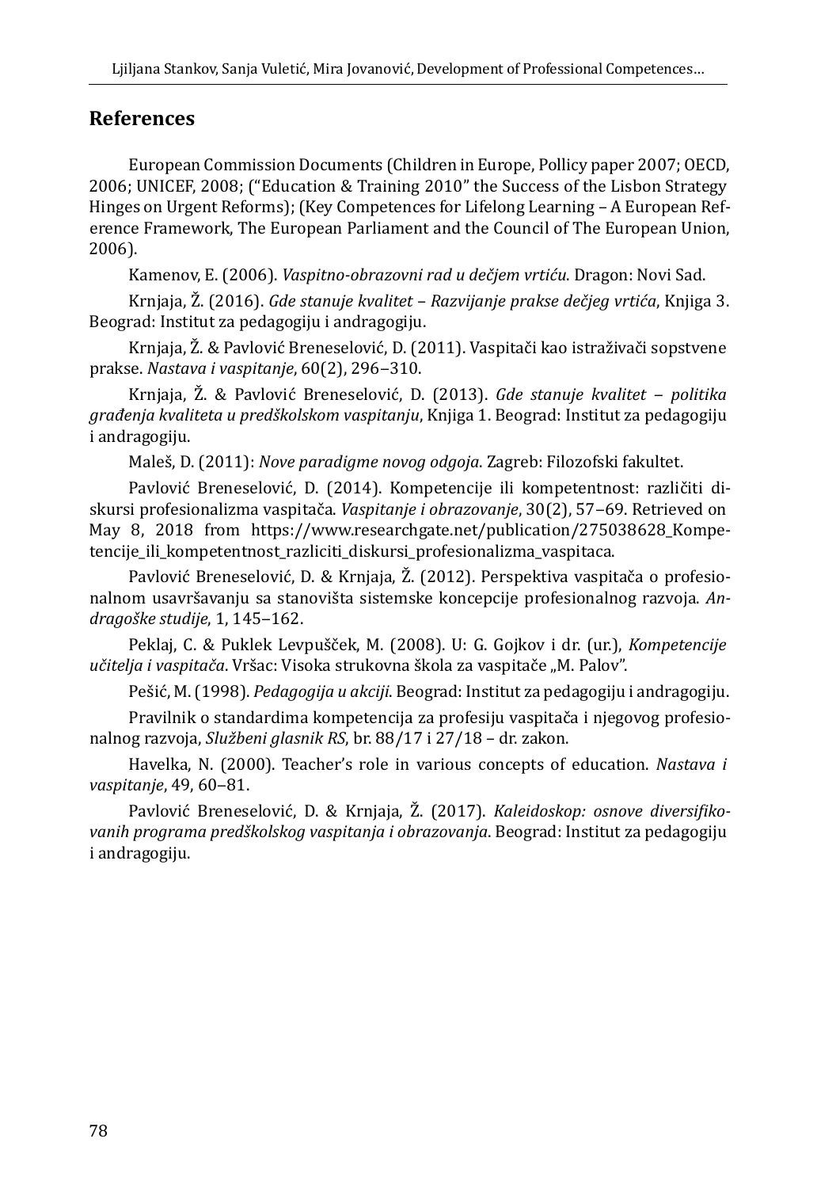## References

European Commission Documents (Children in Europe, Pollicy paper 2007; OECD, 2006; UNICEF, 2008; ("Education & Training 2010" the Success of the Lisbon Strategy Hinges on Urgent Reforms); (Key Competences for Lifelong Learning – A European Reference Framework, The European Parliament and the Council of The European Union, 2006).

Kamenov, E. (2006). *Vaspitno-obrazovni rad u dečjem vrtiću*. Dragon: Novi Sad.

Krnjaja, Ž. (2016). *Gde stanuje kvalitet – Razvijanje prakse dečjeg vrtića*, Knjiga 3. Beograd: Institut za pedagogiju i andragogiju.

Krnjaja, Ž. & Pavlović Breneselović, D. (2011). Vaspitači kao istraživači sopstvene prakse. *Nastava i vaspitanje*, 60(2), 296–310.

Krnjaja, Ž. & Pavlović Breneselović, D. (2013). *Gde stanuje kvalitet – politika građenja kvaliteta u predškolskom vaspitanju*, Knjiga 1. Beograd: Institut za pedagogiju i andragogiju.

Maleš, D. (2011): *Nove paradigme novog odgoja*. Zagreb: Filozofski fakultet.

Pavlović Breneselović, D. (2014). Kompetencije ili kompetentnost: različiti diskursi profesionalizma vaspitača. *Vaspitanje i obrazovanje*, 30(2), 57–69. Retrieved on May 8, 2018 from https://www.researchgate.net/publication/275038628_Kompetencije_ili_kompetentnost_razliciti_diskursi_profesionalizma_vaspitaca.

Pavlović Breneselović, D. & Krnjaja, Ž. (2012). Perspektiva vaspitača o profesionalnom usavršavanju sa stanovišta sistemske koncepcije profesionalnog razvoja. *Andragoške studije*, 1, 145–162.

Peklaj, C. & Puklek Levpušček, M. (2008). U: G. Gojkov i dr. (ur.), *Kompetencije učitelja i vaspitača*. Vršac: Visoka strukovna škola za vaspitače „M. Palov".

Pešić, M. (1998). *Pedagogija u akciji*. Beograd: Institut za pedagogiju i andragogiju.

Pravilnik o standardima kompetencija za profesiju vaspitača i njegovog profesionalnog razvoja, *Službeni glasnik RS*, br. 88/17 i 27/18 – dr. zakon.

Havelka, N. (2000). Teacher's role in various concepts of education. *Nastava i vaspitanje*, 49, 60–81.

Pavlović Breneselović, D. & Krnjaja, Ž. (2017). *Kaleidoskop: osnove diversifikovanih programa predškolskog vaspitanja i obrazovanja*. Beograd: Institut za pedagogiju i andragogiju.